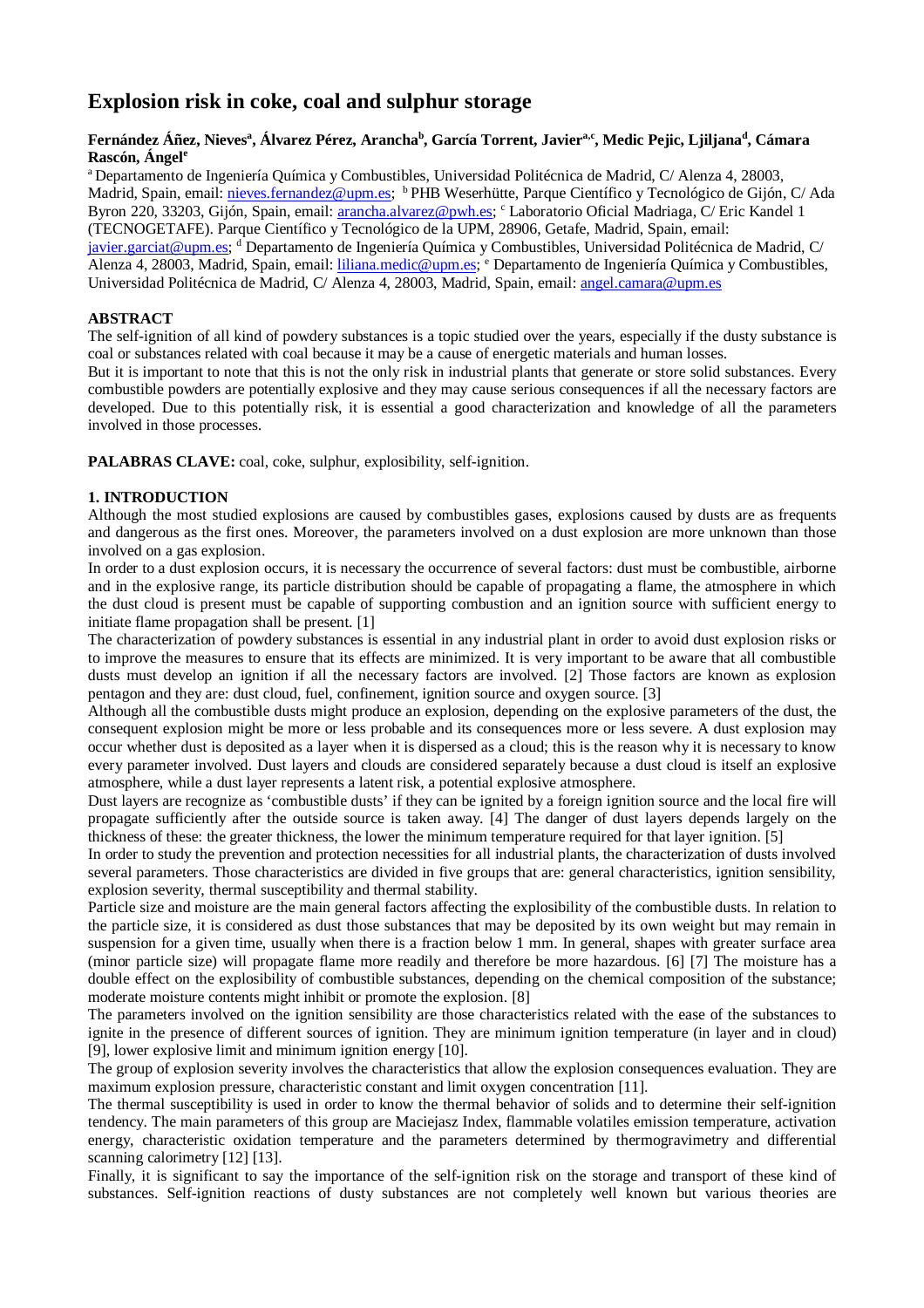# Explosion risk in coke, coal and sulphur storage

**Fernández Áñez, Nieves[a], Álvarez Pérez, Arancha[b], García Torrent, Javier[a,c], Medic Pejic, Ljiljana[d], Cámara Rascón, Ángel[e]**

[a] Departamento de Ingeniería Química y Combustibles, Universidad Politécnica de Madrid, C/ Alenza 4, 28003, Madrid, Spain, email: nieves.fernandez@upm.es; [b] PHB Weserhütte, Parque Científico y Tecnológico de Gijón, C/ Ada Byron 220, 33203, Gijón, Spain, email: arancha.alvarez@pwh.es; [c] Laboratorio Oficial Madriaga, C/ Eric Kandel 1 (TECNOGETAFE). Parque Científico y Tecnológico de la UPM, 28906, Getafe, Madrid, Spain, email: javier.garciat@upm.es; [d] Departamento de Ingeniería Química y Combustibles, Universidad Politécnica de Madrid, C/ Alenza 4, 28003, Madrid, Spain, email: liliana.medic@upm.es; [e] Departamento de Ingeniería Química y Combustibles, Universidad Politécnica de Madrid, C/ Alenza 4, 28003, Madrid, Spain, email: angel.camara@upm.es

## ABSTRACT

The self-ignition of all kind of powdery substances is a topic studied over the years, especially if the dusty substance is coal or substances related with coal because it may be a cause of energetic materials and human losses.

But it is important to note that this is not the only risk in industrial plants that generate or store solid substances. Every combustible powders are potentially explosive and they may cause serious consequences if all the necessary factors are developed. Due to this potentially risk, it is essential a good characterization and knowledge of all the parameters involved in those processes.

**PALABRAS CLAVE:** coal, coke, sulphur, explosibility, self-ignition.

## 1. INTRODUCTION

Although the most studied explosions are caused by combustibles gases, explosions caused by dusts are as frequents and dangerous as the first ones. Moreover, the parameters involved on a dust explosion are more unknown than those involved on a gas explosion.

In order to a dust explosion occurs, it is necessary the occurrence of several factors: dust must be combustible, airborne and in the explosive range, its particle distribution should be capable of propagating a flame, the atmosphere in which the dust cloud is present must be capable of supporting combustion and an ignition source with sufficient energy to initiate flame propagation shall be present. [1]

The characterization of powdery substances is essential in any industrial plant in order to avoid dust explosion risks or to improve the measures to ensure that its effects are minimized. It is very important to be aware that all combustible dusts must develop an ignition if all the necessary factors are involved. [2] Those factors are known as explosion pentagon and they are: dust cloud, fuel, confinement, ignition source and oxygen source. [3]

Although all the combustible dusts might produce an explosion, depending on the explosive parameters of the dust, the consequent explosion might be more or less probable and its consequences more or less severe. A dust explosion may occur whether dust is deposited as a layer when it is dispersed as a cloud; this is the reason why it is necessary to know every parameter involved. Dust layers and clouds are considered separately because a dust cloud is itself an explosive atmosphere, while a dust layer represents a latent risk, a potential explosive atmosphere.

Dust layers are recognize as 'combustible dusts' if they can be ignited by a foreign ignition source and the local fire will propagate sufficiently after the outside source is taken away. [4] The danger of dust layers depends largely on the thickness of these: the greater thickness, the lower the minimum temperature required for that layer ignition. [5]

In order to study the prevention and protection necessities for all industrial plants, the characterization of dusts involved several parameters. Those characteristics are divided in five groups that are: general characteristics, ignition sensibility, explosion severity, thermal susceptibility and thermal stability.

Particle size and moisture are the main general factors affecting the explosibility of the combustible dusts. In relation to the particle size, it is considered as dust those substances that may be deposited by its own weight but may remain in suspension for a given time, usually when there is a fraction below 1 mm. In general, shapes with greater surface area (minor particle size) will propagate flame more readily and therefore be more hazardous. [6] [7] The moisture has a double effect on the explosibility of combustible substances, depending on the chemical composition of the substance; moderate moisture contents might inhibit or promote the explosion. [8]

The parameters involved on the ignition sensibility are those characteristics related with the ease of the substances to ignite in the presence of different sources of ignition. They are minimum ignition temperature (in layer and in cloud) [9], lower explosive limit and minimum ignition energy [10].

The group of explosion severity involves the characteristics that allow the explosion consequences evaluation. They are maximum explosion pressure, characteristic constant and limit oxygen concentration [11].

The thermal susceptibility is used in order to know the thermal behavior of solids and to determine their self-ignition tendency. The main parameters of this group are Maciejasz Index, flammable volatiles emission temperature, activation energy, characteristic oxidation temperature and the parameters determined by thermogravimetry and differential scanning calorimetry [12] [13].

Finally, it is significant to say the importance of the self-ignition risk on the storage and transport of these kind of substances. Self-ignition reactions of dusty substances are not completely well known but various theories are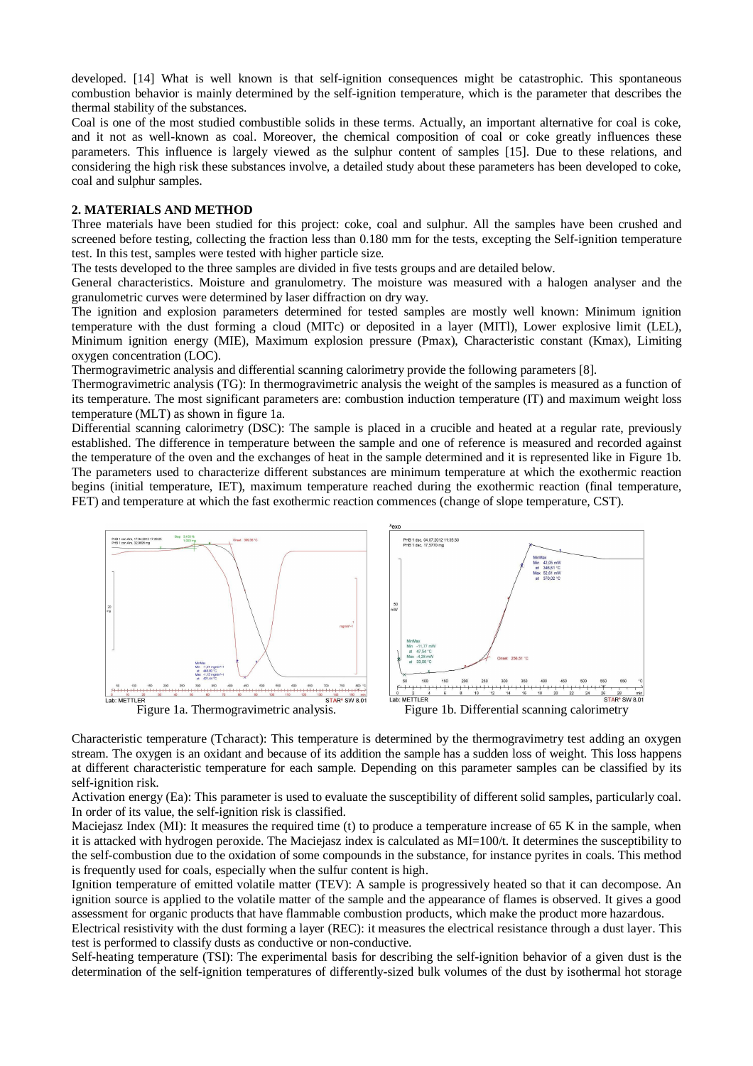developed. [14] What is well known is that self-ignition consequences might be catastrophic. This spontaneous combustion behavior is mainly determined by the self-ignition temperature, which is the parameter that describes the thermal stability of the substances.

Coal is one of the most studied combustible solids in these terms. Actually, an important alternative for coal is coke, and it not as well-known as coal. Moreover, the chemical composition of coal or coke greatly influences these parameters. This influence is largely viewed as the sulphur content of samples [15]. Due to these relations, and considering the high risk these substances involve, a detailed study about these parameters has been developed to coke, coal and sulphur samples.

## 2. MATERIALS AND METHOD

Three materials have been studied for this project: coke, coal and sulphur. All the samples have been crushed and screened before testing, collecting the fraction less than 0.180 mm for the tests, excepting the Self-ignition temperature test. In this test, samples were tested with higher particle size.

The tests developed to the three samples are divided in five tests groups and are detailed below.

General characteristics. Moisture and granulometry. The moisture was measured with a halogen analyser and the granulometric curves were determined by laser diffraction on dry way.

The ignition and explosion parameters determined for tested samples are mostly well known: Minimum ignition temperature with the dust forming a cloud (MITc) or deposited in a layer (MITl), Lower explosive limit (LEL), Minimum ignition energy (MIE), Maximum explosion pressure (Pmax), Characteristic constant (Kmax), Limiting oxygen concentration (LOC).

Thermogravimetric analysis and differential scanning calorimetry provide the following parameters [8].

Thermogravimetric analysis (TG): In thermogravimetric analysis the weight of the samples is measured as a function of its temperature. The most significant parameters are: combustion induction temperature (IT) and maximum weight loss temperature (MLT) as shown in figure 1a.

Differential scanning calorimetry (DSC): The sample is placed in a crucible and heated at a regular rate, previously established. The difference in temperature between the sample and one of reference is measured and recorded against the temperature of the oven and the exchanges of heat in the sample determined and it is represented like in Figure 1b. The parameters used to characterize different substances are minimum temperature at which the exothermic reaction begins (initial temperature, IET), maximum temperature reached during the exothermic reaction (final temperature, FET) and temperature at which the fast exothermic reaction commences (change of slope temperature, CST).

Figure 1a. Thermogravimetric analysis.

Figure 1b. Differential scanning calorimetry

Characteristic temperature (Tcharact): This temperature is determined by the thermogravimetry test adding an oxygen stream. The oxygen is an oxidant and because of its addition the sample has a sudden loss of weight. This loss happens at different characteristic temperature for each sample. Depending on this parameter samples can be classified by its self-ignition risk.

Activation energy (Ea): This parameter is used to evaluate the susceptibility of different solid samples, particularly coal. In order of its value, the self-ignition risk is classified.

Maciejasz Index (MI): It measures the required time (t) to produce a temperature increase of 65 K in the sample, when it is attacked with hydrogen peroxide. The Maciejasz index is calculated as MI=100/t. It determines the susceptibility to the self-combustion due to the oxidation of some compounds in the substance, for instance pyrites in coals. This method is frequently used for coals, especially when the sulfur content is high.

Ignition temperature of emitted volatile matter (TEV): A sample is progressively heated so that it can decompose. An ignition source is applied to the volatile matter of the sample and the appearance of flames is observed. It gives a good assessment for organic products that have flammable combustion products, which make the product more hazardous.

Electrical resistivity with the dust forming a layer (REC): it measures the electrical resistance through a dust layer. This test is performed to classify dusts as conductive or non-conductive.

Self-heating temperature (TSI): The experimental basis for describing the self-ignition behavior of a given dust is the determination of the self-ignition temperatures of differently-sized bulk volumes of the dust by isothermal hot storage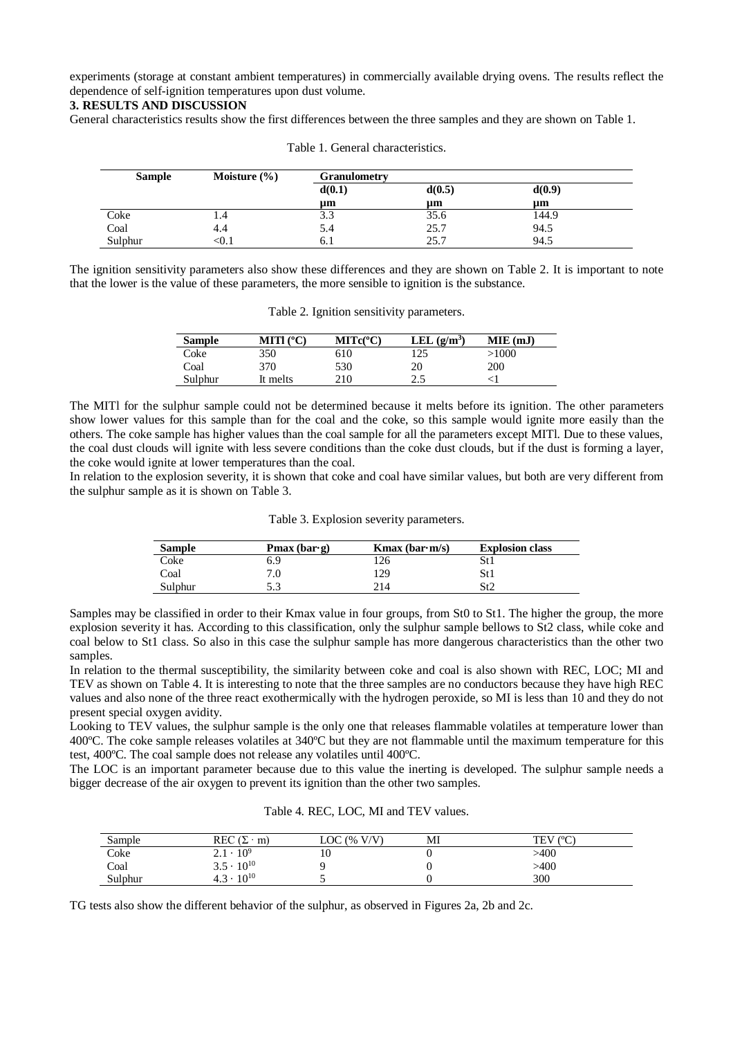experiments (storage at constant ambient temperatures) in commercially available drying ovens. The results reflect the dependence of self-ignition temperatures upon dust volume.

## 3. RESULTS AND DISCUSSION

General characteristics results show the first differences between the three samples and they are shown on Table 1.

Table 1. General characteristics.

| Sample | Moisture (%) | Granulometry | | |
|---|---|---|---|---|
| | | d(0.1) µm | d(0.5) µm | d(0.9) µm |
| Coke | 1.4 | 3.3 | 35.6 | 144.9 |
| Coal | 4.4 | 5.4 | 25.7 | 94.5 |
| Sulphur | <0.1 | 6.1 | 25.7 | 94.5 |

The ignition sensitivity parameters also show these differences and they are shown on Table 2. It is important to note that the lower is the value of these parameters, the more sensible to ignition is the substance.

Table 2. Ignition sensitivity parameters.

| Sample | MITl (ºC) | MITc(ºC) | LEL (g/m$^3$) | MIE (mJ) |
|---|---|---|---|---|
| Coke | 350 | 610 | 125 | >1000 |
| Coal | 370 | 530 | 20 | 200 |
| Sulphur | It melts | 210 | 2.5 | <1 |

The MITl for the sulphur sample could not be determined because it melts before its ignition. The other parameters show lower values for this sample than for the coal and the coke, so this sample would ignite more easily than the others. The coke sample has higher values than the coal sample for all the parameters except MITl. Due to these values, the coal dust clouds will ignite with less severe conditions than the coke dust clouds, but if the dust is forming a layer, the coke would ignite at lower temperatures than the coal.

In relation to the explosion severity, it is shown that coke and coal have similar values, but both are very different from the sulphur sample as it is shown on Table 3.

Table 3. Explosion severity parameters.

| Sample | Pmax (bar·g) | Kmax (bar·m/s) | Explosion class |
|---|---|---|---|
| Coke | 6.9 | 126 | St1 |
| Coal | 7.0 | 129 | St1 |
| Sulphur | 5.3 | 214 | St2 |

Samples may be classified in order to their Kmax value in four groups, from St0 to St1. The higher the group, the more explosion severity it has. According to this classification, only the sulphur sample bellows to St2 class, while coke and coal below to St1 class. So also in this case the sulphur sample has more dangerous characteristics than the other two samples.

In relation to the thermal susceptibility, the similarity between coke and coal is also shown with REC, LOC; MI and TEV as shown on Table 4. It is interesting to note that the three samples are no conductors because they have high REC values and also none of the three react exothermically with the hydrogen peroxide, so MI is less than 10 and they do not present special oxygen avidity.

Looking to TEV values, the sulphur sample is the only one that releases flammable volatiles at temperature lower than 400ºC. The coke sample releases volatiles at 340ºC but they are not flammable until the maximum temperature for this test, 400ºC. The coal sample does not release any volatiles until 400ºC.

The LOC is an important parameter because due to this value the inerting is developed. The sulphur sample needs a bigger decrease of the air oxygen to prevent its ignition than the other two samples.

Table 4. REC, LOC, MI and TEV values.

| Sample | REC ($\Sigma \cdot$ m) | LOC (% V/V) | MI | TEV (ºC) |
|---|---|---|---|---|
| Coke | $2.1 \cdot 10^{9}$ | 10 | 0 | >400 |
| Coal | $3.5 \cdot 10^{10}$ | 9 | 0 | >400 |
| Sulphur | $4.3 \cdot 10^{10}$ | 5 | 0 | 300 |

TG tests also show the different behavior of the sulphur, as observed in Figures 2a, 2b and 2c.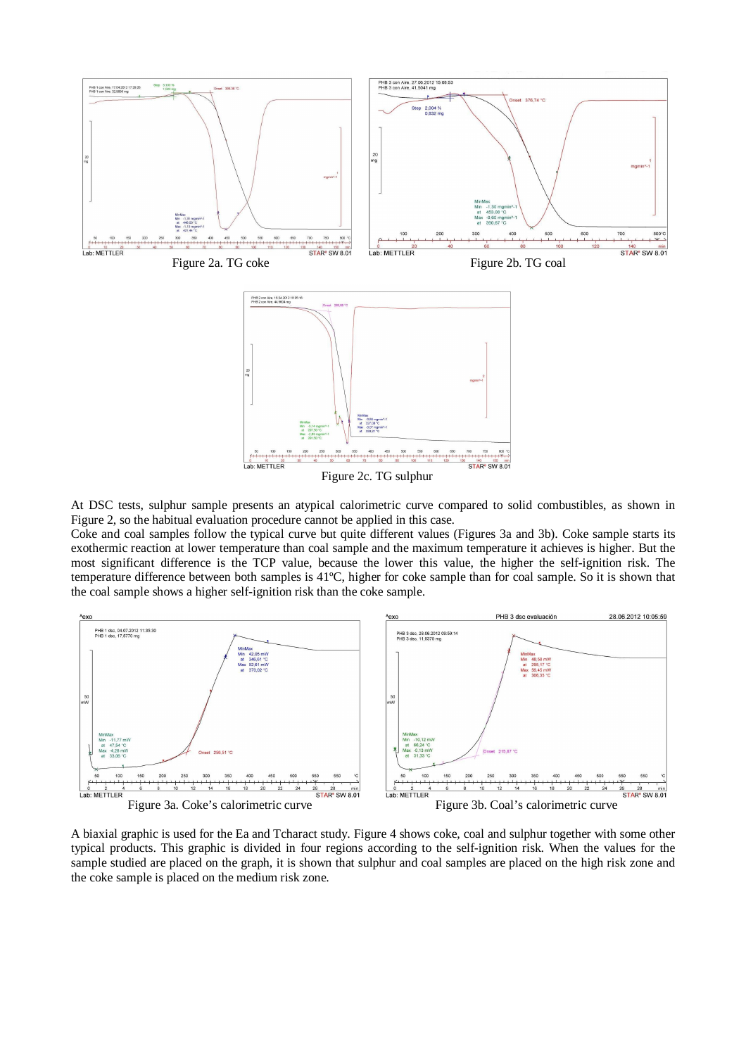Figure 2a. TG coke

Figure 2b. TG coal

Figure 2c. TG sulphur

At DSC tests, sulphur sample presents an atypical calorimetric curve compared to solid combustibles, as shown in Figure 2, so the habitual evaluation procedure cannot be applied in this case.

Coke and coal samples follow the typical curve but quite different values (Figures 3a and 3b). Coke sample starts its exothermic reaction at lower temperature than coal sample and the maximum temperature it achieves is higher. But the most significant difference is the TCP value, because the lower this value, the higher the self-ignition risk. The temperature difference between both samples is 41ºC, higher for coke sample than for coal sample. So it is shown that the coal sample shows a higher self-ignition risk than the coke sample.

Figure 3a. Coke's calorimetric curve

Figure 3b. Coal's calorimetric curve

A biaxial graphic is used for the Ea and Tcharact study. Figure 4 shows coke, coal and sulphur together with some other typical products. This graphic is divided in four regions according to the self-ignition risk. When the values for the sample studied are placed on the graph, it is shown that sulphur and coal samples are placed on the high risk zone and the coke sample is placed on the medium risk zone.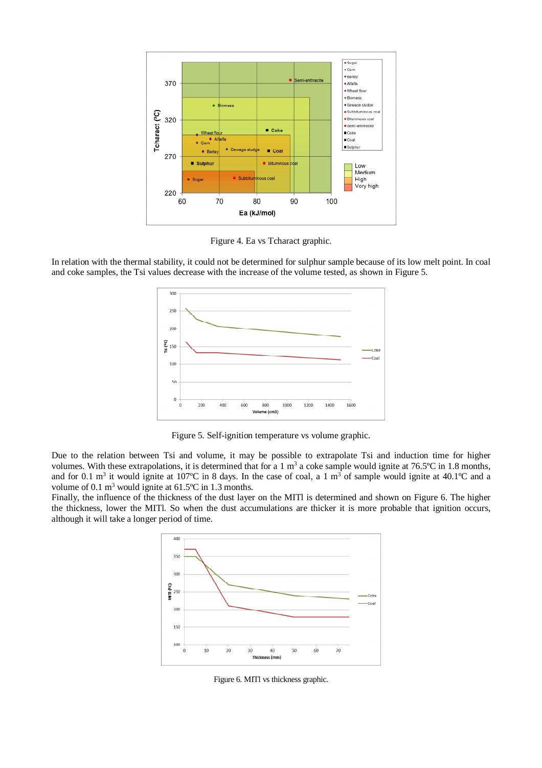Figure 4. Ea vs Tcharact graphic.

In relation with the thermal stability, it could not be determined for sulphur sample because of its low melt point. In coal and coke samples, the Tsi values decrease with the increase of the volume tested, as shown in Figure 5.

Figure 5. Self-ignition temperature vs volume graphic.

Due to the relation between Tsi and volume, it may be possible to extrapolate Tsi and induction time for higher volumes. With these extrapolations, it is determined that for a 1 $m^3$ a coke sample would ignite at 76.5ºC in 1.8 months, and for 0.1 $m^3$ it would ignite at 107ºC in 8 days. In the case of coal, a 1 $m^3$ of sample would ignite at 40.1ºC and a volume of 0.1 $m^3$ would ignite at 61.5ºC in 1.3 months.

Finally, the influence of the thickness of the dust layer on the MITl is determined and shown on Figure 6. The higher the thickness, lower the MITl. So when the dust accumulations are thicker it is more probable that ignition occurs, although it will take a longer period of time.

Figure 6. MITl vs thickness graphic.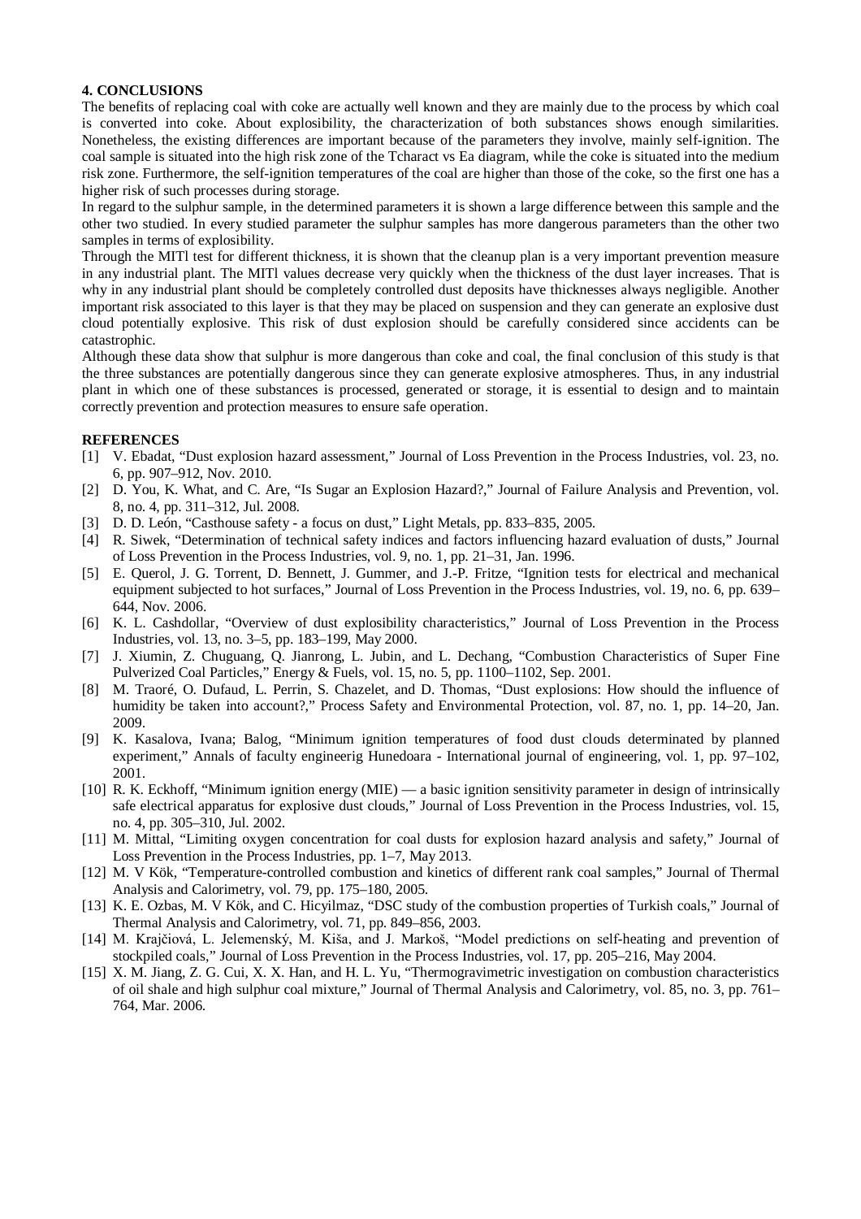# 4. CONCLUSIONS

The benefits of replacing coal with coke are actually well known and they are mainly due to the process by which coal is converted into coke. About explosibility, the characterization of both substances shows enough similarities. Nonetheless, the existing differences are important because of the parameters they involve, mainly self-ignition. The coal sample is situated into the high risk zone of the Tcharact vs Ea diagram, while the coke is situated into the medium risk zone. Furthermore, the self-ignition temperatures of the coal are higher than those of the coke, so the first one has a higher risk of such processes during storage.

In regard to the sulphur sample, in the determined parameters it is shown a large difference between this sample and the other two studied. In every studied parameter the sulphur samples has more dangerous parameters than the other two samples in terms of explosibility.

Through the MITl test for different thickness, it is shown that the cleanup plan is a very important prevention measure in any industrial plant. The MITl values decrease very quickly when the thickness of the dust layer increases. That is why in any industrial plant should be completely controlled dust deposits have thicknesses always negligible. Another important risk associated to this layer is that they may be placed on suspension and they can generate an explosive dust cloud potentially explosive. This risk of dust explosion should be carefully considered since accidents can be catastrophic.

Although these data show that sulphur is more dangerous than coke and coal, the final conclusion of this study is that the three substances are potentially dangerous since they can generate explosive atmospheres. Thus, in any industrial plant in which one of these substances is processed, generated or storage, it is essential to design and to maintain correctly prevention and protection measures to ensure safe operation.

# REFERENCES

[1] V. Ebadat, "Dust explosion hazard assessment," Journal of Loss Prevention in the Process Industries, vol. 23, no. 6, pp. 907–912, Nov. 2010.

[2] D. You, K. What, and C. Are, "Is Sugar an Explosion Hazard?," Journal of Failure Analysis and Prevention, vol. 8, no. 4, pp. 311–312, Jul. 2008.

[3] D. D. León, "Casthouse safety - a focus on dust," Light Metals, pp. 833–835, 2005.

[4] R. Siwek, "Determination of technical safety indices and factors influencing hazard evaluation of dusts," Journal of Loss Prevention in the Process Industries, vol. 9, no. 1, pp. 21–31, Jan. 1996.

[5] E. Querol, J. G. Torrent, D. Bennett, J. Gummer, and J.-P. Fritze, "Ignition tests for electrical and mechanical equipment subjected to hot surfaces," Journal of Loss Prevention in the Process Industries, vol. 19, no. 6, pp. 639–644, Nov. 2006.

[6] K. L. Cashdollar, "Overview of dust explosibility characteristics," Journal of Loss Prevention in the Process Industries, vol. 13, no. 3–5, pp. 183–199, May 2000.

[7] J. Xiumin, Z. Chuguang, Q. Jianrong, L. Jubin, and L. Dechang, "Combustion Characteristics of Super Fine Pulverized Coal Particles," Energy & Fuels, vol. 15, no. 5, pp. 1100–1102, Sep. 2001.

[8] M. Traoré, O. Dufaud, L. Perrin, S. Chazelet, and D. Thomas, "Dust explosions: How should the influence of humidity be taken into account?," Process Safety and Environmental Protection, vol. 87, no. 1, pp. 14–20, Jan. 2009.

[9] K. Kasalova, Ivana; Balog, "Minimum ignition temperatures of food dust clouds determinated by planned experiment," Annals of faculty engineerig Hunedoara - International journal of engineering, vol. 1, pp. 97–102, 2001.

[10] R. K. Eckhoff, "Minimum ignition energy (MIE) — a basic ignition sensitivity parameter in design of intrinsically safe electrical apparatus for explosive dust clouds," Journal of Loss Prevention in the Process Industries, vol. 15, no. 4, pp. 305–310, Jul. 2002.

[11] M. Mittal, "Limiting oxygen concentration for coal dusts for explosion hazard analysis and safety," Journal of Loss Prevention in the Process Industries, pp. 1–7, May 2013.

[12] M. V Kök, "Temperature-controlled combustion and kinetics of different rank coal samples," Journal of Thermal Analysis and Calorimetry, vol. 79, pp. 175–180, 2005.

[13] K. E. Ozbas, M. V Kök, and C. Hicyilmaz, "DSC study of the combustion properties of Turkish coals," Journal of Thermal Analysis and Calorimetry, vol. 71, pp. 849–856, 2003.

[14] M. Krajčiová, L. Jelemenský, M. Kiša, and J. Markoš, "Model predictions on self-heating and prevention of stockpiled coals," Journal of Loss Prevention in the Process Industries, vol. 17, pp. 205–216, May 2004.

[15] X. M. Jiang, Z. G. Cui, X. X. Han, and H. L. Yu, "Thermogravimetric investigation on combustion characteristics of oil shale and high sulphur coal mixture," Journal of Thermal Analysis and Calorimetry, vol. 85, no. 3, pp. 761–764, Mar. 2006.